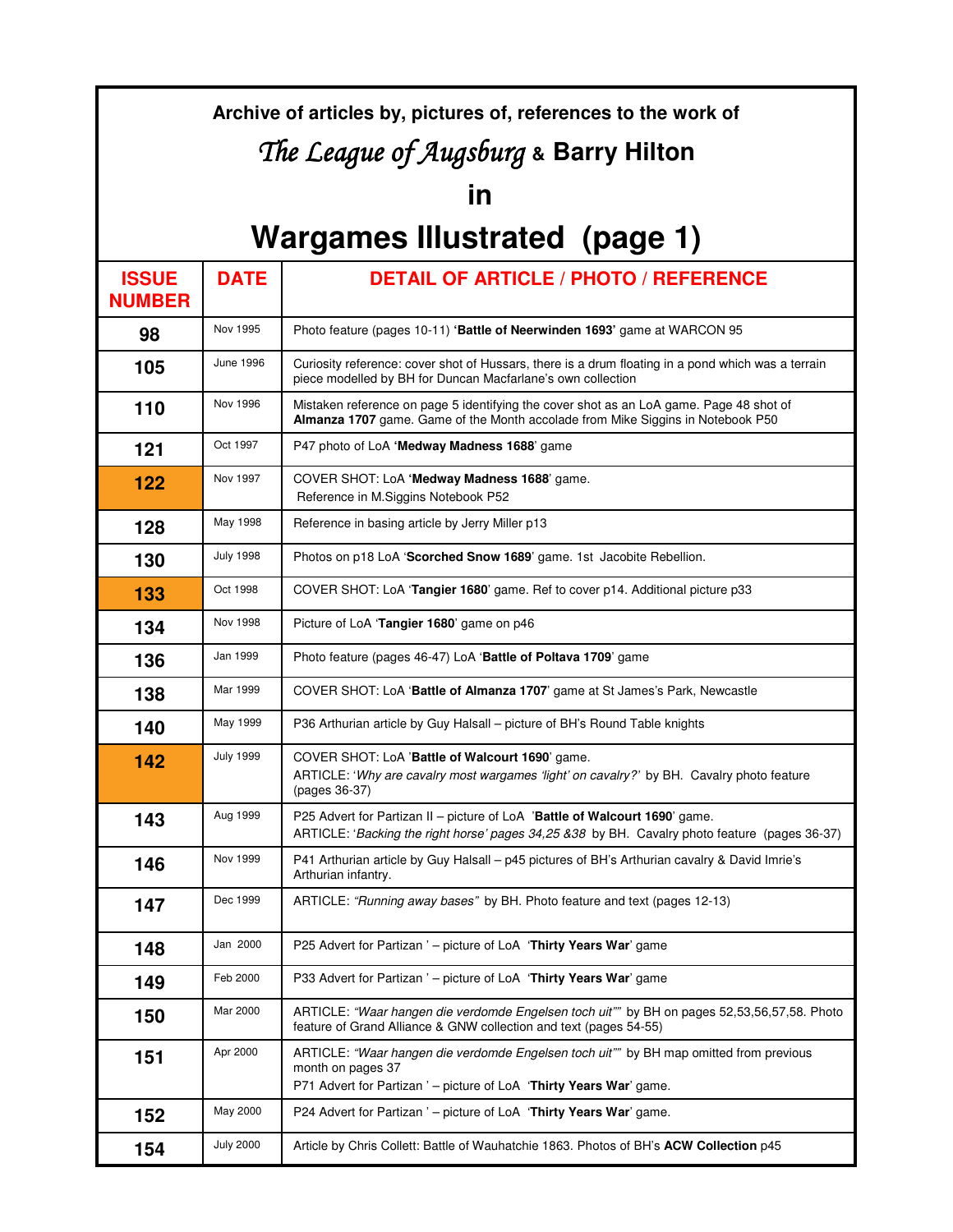# Archive of articles by, pictures of, references to the work of

# *The League of Augsburg* & Barry Hilton

# in

# Wargames Illustrated (page 1)

| ISSUE NUMBER | DATE | DETAIL OF ARTICLE / PHOTO / REFERENCE |
|---|---|---|
| 98 | Nov 1995 | Photo feature (pages 10-11) **'Battle of Neerwinden 1693'** game at WARCON 95 |
| 105 | June 1996 | Curiosity reference: cover shot of Hussars, there is a drum floating in a pond which was a terrain piece modelled by BH for Duncan Macfarlane's own collection |
| 110 | Nov 1996 | Mistaken reference on page 5 identifying the cover shot as an LoA game. Page 48 shot of **Almanza 1707** game. Game of the Month accolade from Mike Siggins in Notebook P50 |
| 121 | Oct 1997 | P47 photo of LoA **'Medway Madness 1688'** game |
| 122 | Nov 1997 | COVER SHOT: LoA **'Medway Madness 1688'** game. Reference in M.Siggins Notebook P52 |
| 128 | May 1998 | Reference in basing article by Jerry Miller p13 |
| 130 | July 1998 | Photos on p18 LoA '**Scorched Snow 1689**' game. 1st Jacobite Rebellion. |
| 133 | Oct 1998 | COVER SHOT: LoA '**Tangier 1680**' game. Ref to cover p14. Additional picture p33 |
| 134 | Nov 1998 | Picture of LoA '**Tangier 1680**' game on p46 |
| 136 | Jan 1999 | Photo feature (pages 46-47) LoA '**Battle of Poltava 1709**' game |
| 138 | Mar 1999 | COVER SHOT: LoA '**Battle of Almanza 1707**' game at St James's Park, Newcastle |
| 140 | May 1999 | P36 Arthurian article by Guy Halsall – picture of BH's Round Table knights |
| 142 | July 1999 | COVER SHOT: LoA '**Battle of Walcourt 1690**' game. ARTICLE: '*Why are cavalry most wargames 'light' on cavalry?*' by BH. Cavalry photo feature (pages 36-37) |
| 143 | Aug 1999 | P25 Advert for Partizan II – picture of LoA '**Battle of Walcourt 1690**' game. ARTICLE: '*Backing the right horse' pages 34,25 &38* by BH. Cavalry photo feature (pages 36-37) |
| 146 | Nov 1999 | P41 Arthurian article by Guy Halsall – p45 pictures of BH's Arthurian cavalry & David Imrie's Arthurian infantry. |
| 147 | Dec 1999 | ARTICLE: *"Running away bases"* by BH. Photo feature and text (pages 12-13) |
| 148 | Jan 2000 | P25 Advert for Partizan ' – picture of LoA '**Thirty Years War**' game |
| 149 | Feb 2000 | P33 Advert for Partizan ' – picture of LoA '**Thirty Years War**' game |
| 150 | Mar 2000 | ARTICLE: *"Waar hangen die verdomde Engelsen toch uit""* by BH on pages 52,53,56,57,58. Photo feature of Grand Alliance & GNW collection and text (pages 54-55) |
| 151 | Apr 2000 | ARTICLE: *"Waar hangen die verdomde Engelsen toch uit""* by BH map omitted from previous month on pages 37<br>P71 Advert for Partizan ' – picture of LoA '**Thirty Years War**' game. |
| 152 | May 2000 | P24 Advert for Partizan ' – picture of LoA '**Thirty Years War**' game. |
| 154 | July 2000 | Article by Chris Collett: Battle of Wauhatchie 1863. Photos of BH's **ACW Collection** p45 |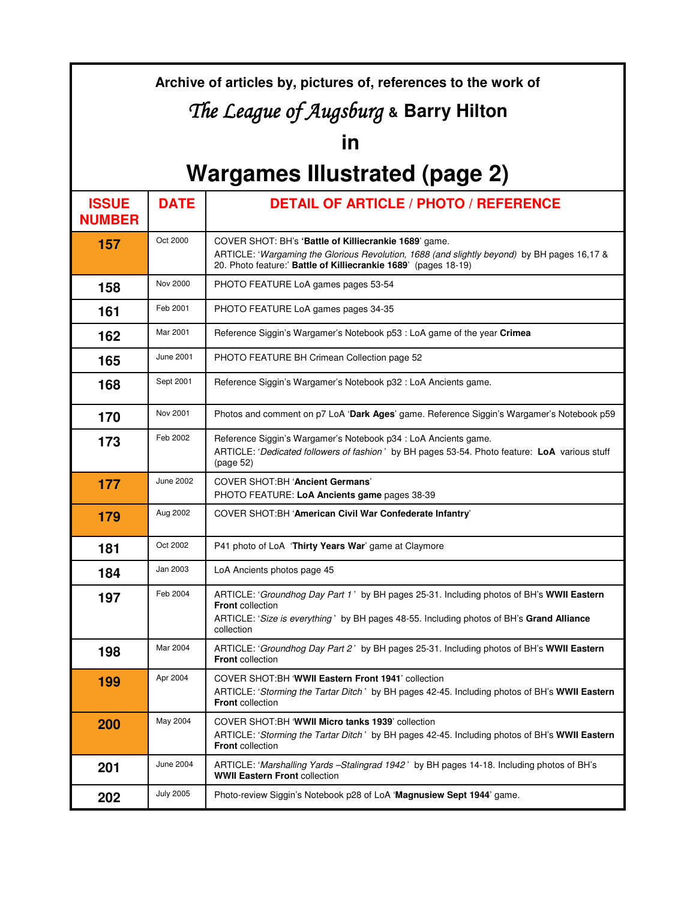# Archive of articles by, pictures of, references to the work of

# *The League of Augsburg* & Barry Hilton

# in

# Wargames Illustrated (page 2)

| ISSUE NUMBER | DATE | DETAIL OF ARTICLE / PHOTO / REFERENCE |
|---|---|---|
| 157 | Oct 2000 | COVER SHOT: BH's **'Battle of Killiecrankie 1689'** game. ARTICLE: '*Wargaming the Glorious Revolution, 1688 (and slightly beyond)* by BH pages 16,17 & 20. Photo feature:' **Battle of Killiecrankie 1689**' (pages 18-19) |
| 158 | Nov 2000 | PHOTO FEATURE LoA games pages 53-54 |
| 161 | Feb 2001 | PHOTO FEATURE LoA games pages 34-35 |
| 162 | Mar 2001 | Reference Siggin's Wargamer's Notebook p53 : LoA game of the year **Crimea** |
| 165 | June 2001 | PHOTO FEATURE BH Crimean Collection page 52 |
| 168 | Sept 2001 | Reference Siggin's Wargamer's Notebook p32 : LoA Ancients game. |
| 170 | Nov 2001 | Photos and comment on p7 LoA '**Dark Ages**' game. Reference Siggin's Wargamer's Notebook p59 |
| 173 | Feb 2002 | Reference Siggin's Wargamer's Notebook p34 : LoA Ancients game. ARTICLE: '*Dedicated followers of fashion*' by BH pages 53-54. Photo feature: **LoA** various stuff (page 52) |
| 177 | June 2002 | COVER SHOT:BH '**Ancient Germans**' PHOTO FEATURE: **LoA Ancients game** pages 38-39 |
| 179 | Aug 2002 | COVER SHOT:BH '**American Civil War Confederate Infantry**' |
| 181 | Oct 2002 | P41 photo of LoA '**Thirty Years War**' game at Claymore |
| 184 | Jan 2003 | LoA Ancients photos page 45 |
| 197 | Feb 2004 | ARTICLE: '*Groundhog Day Part 1*' by BH pages 25-31. Including photos of BH's **WWII Eastern Front** collection ARTICLE: '*Size is everything*' by BH pages 48-55. Including photos of BH's **Grand Alliance** collection |
| 198 | Mar 2004 | ARTICLE: '*Groundhog Day Part 2*' by BH pages 25-31. Including photos of BH's **WWII Eastern Front** collection |
| 199 | Apr 2004 | COVER SHOT:BH '**WWII Eastern Front 1941**' collection ARTICLE: '*Storming the Tartar Ditch*' by BH pages 42-45. Including photos of BH's **WWII Eastern Front** collection |
| 200 | May 2004 | COVER SHOT:BH '**WWII Micro tanks 1939**' collection ARTICLE: '*Storming the Tartar Ditch*' by BH pages 42-45. Including photos of BH's **WWII Eastern Front** collection |
| 201 | June 2004 | ARTICLE: '*Marshalling Yards –Stalingrad 1942*' by BH pages 14-18. Including photos of BH's **WWII Eastern Front** collection |
| 202 | July 2005 | Photo-review Siggin's Notebook p28 of LoA '**Magnusiew Sept 1944**' game. |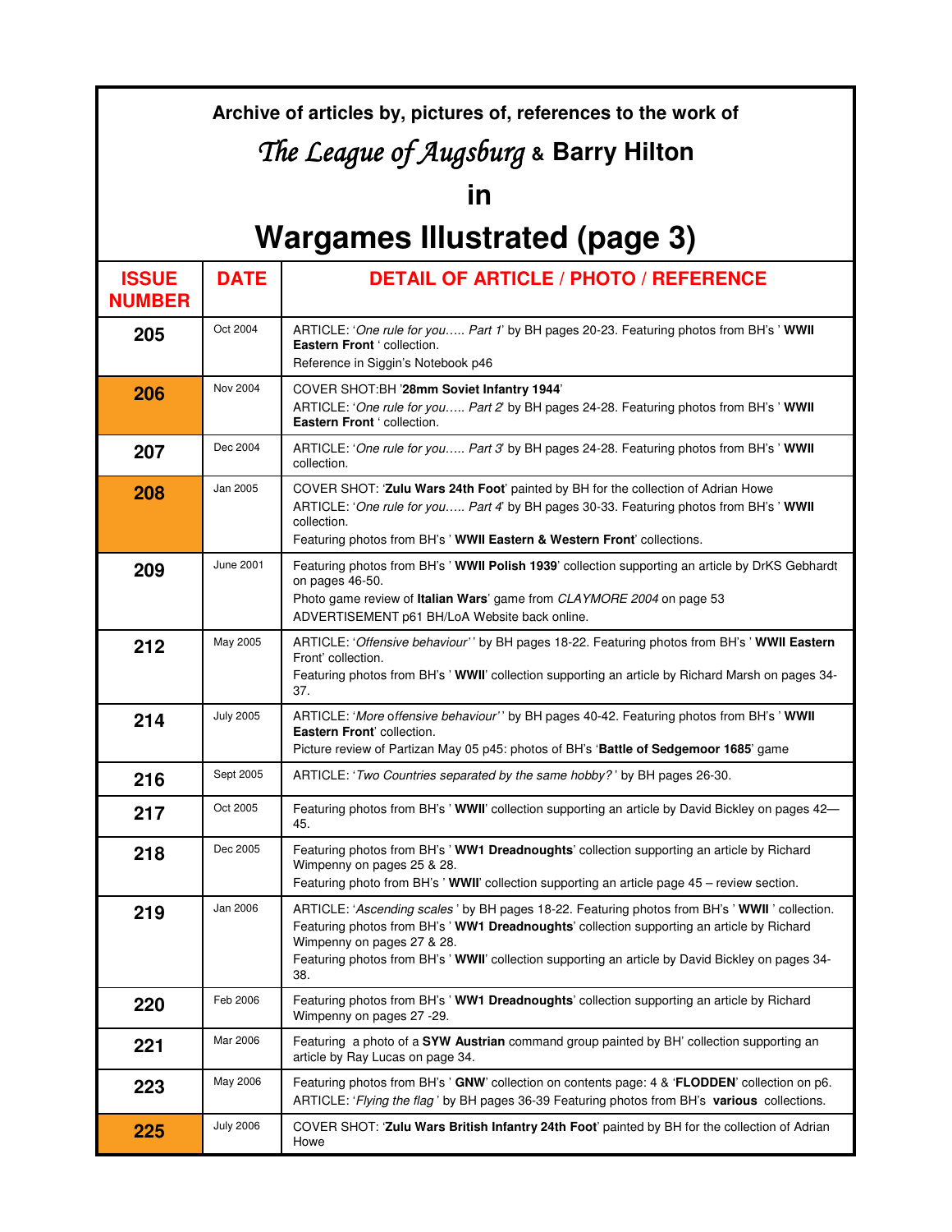**Archive of articles by, pictures of, references to the work of**

# *The League of Augsburg* & Barry Hilton

# in

# Wargames Illustrated (page 3)

| ISSUE NUMBER | DATE | DETAIL OF ARTICLE / PHOTO / REFERENCE |
|---|---|---|
| **205** | Oct 2004 | ARTICLE: '*One rule for you….. Part 1*' by BH pages 20-23. Featuring photos from BH's ' **WWII Eastern Front** ' collection.<br>Reference in Siggin's Notebook p46 |
| **206** | Nov 2004 | COVER SHOT:BH '**28mm Soviet Infantry 1944**'<br>ARTICLE: '*One rule for you….. Part 2*' by BH pages 24-28. Featuring photos from BH's ' **WWII Eastern Front** ' collection. |
| **207** | Dec 2004 | ARTICLE: '*One rule for you….. Part 3*' by BH pages 24-28. Featuring photos from BH's ' **WWII** collection. |
| **208** | Jan 2005 | COVER SHOT: '**Zulu Wars 24th Foot**' painted by BH for the collection of Adrian Howe<br>ARTICLE: '*One rule for you….. Part 4*' by BH pages 30-33. Featuring photos from BH's ' **WWII** collection.<br>Featuring photos from BH's ' **WWII Eastern & Western Front**' collections. |
| **209** | June 2001 | Featuring photos from BH's ' **WWII Polish 1939**' collection supporting an article by DrKS Gebhardt on pages 46-50.<br>Photo game review of **Italian Wars**' game from *CLAYMORE 2004* on page 53<br>ADVERTISEMENT p61 BH/LoA Website back online. |
| **212** | May 2005 | ARTICLE: '*Offensive behaviour'* ' by BH pages 18-22. Featuring photos from BH's ' **WWII Eastern** Front' collection.<br>Featuring photos from BH's ' **WWII**' collection supporting an article by Richard Marsh on pages 34-37. |
| **214** | July 2005 | ARTICLE: '*More offensive behaviour'* ' by BH pages 40-42. Featuring photos from BH's ' **WWII Eastern Front**' collection.<br>Picture review of Partizan May 05 p45: photos of BH's '**Battle of Sedgemoor 1685**' game |
| **216** | Sept 2005 | ARTICLE: '*Two Countries separated by the same hobby?* ' by BH pages 26-30. |
| **217** | Oct 2005 | Featuring photos from BH's ' **WWII**' collection supporting an article by David Bickley on pages 42—45. |
| **218** | Dec 2005 | Featuring photos from BH's ' **WW1 Dreadnoughts**' collection supporting an article by Richard Wimpenny on pages 25 & 28.<br>Featuring photo from BH's ' **WWII**' collection supporting an article page 45 – review section. |
| **219** | Jan 2006 | ARTICLE: '*Ascending scales* ' by BH pages 18-22. Featuring photos from BH's ' **WWII** ' collection.<br>Featuring photos from BH's ' **WW1 Dreadnoughts**' collection supporting an article by Richard Wimpenny on pages 27 & 28.<br>Featuring photos from BH's ' **WWII**' collection supporting an article by David Bickley on pages 34-38. |
| **220** | Feb 2006 | Featuring photos from BH's ' **WW1 Dreadnoughts**' collection supporting an article by Richard Wimpenny on pages 27 -29. |
| **221** | Mar 2006 | Featuring a photo of a **SYW Austrian** command group painted by BH' collection supporting an article by Ray Lucas on page 34. |
| **223** | May 2006 | Featuring photos from BH's ' **GNW**' collection on contents page: 4 & '**FLODDEN**' collection on p6.<br>ARTICLE: '*Flying the flag* ' by BH pages 36-39 Featuring photos from BH's **various** collections. |
| **225** | July 2006 | COVER SHOT: '**Zulu Wars British Infantry 24th Foot**' painted by BH for the collection of Adrian Howe |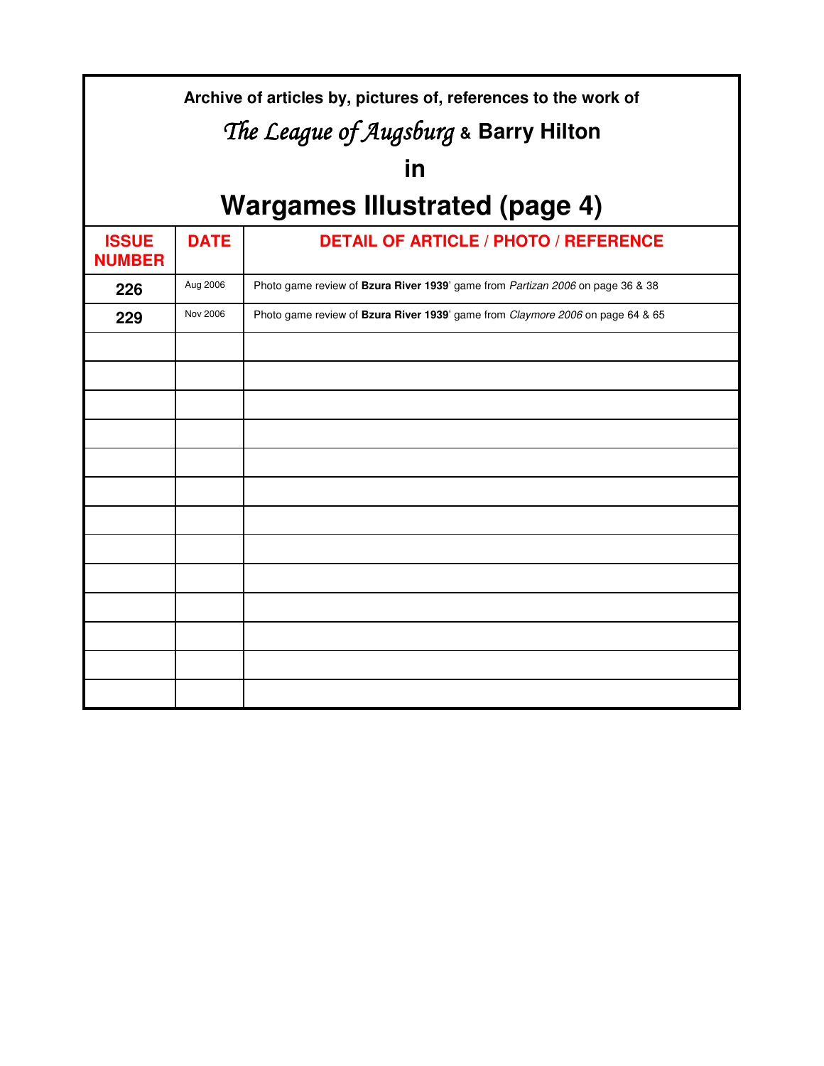**Archive of articles by, pictures of, references to the work of**

## *The League of Augsburg* & Barry Hilton

## in

# Wargames Illustrated (page 4)

| ISSUE NUMBER | DATE | DETAIL OF ARTICLE / PHOTO / REFERENCE |
|---|---|---|
| **226** | Aug 2006 | Photo game review of **Bzura River 1939**' game from *Partizan 2006* on page 36 & 38 |
| **229** | Nov 2006 | Photo game review of **Bzura River 1939**' game from *Claymore 2006* on page 64 & 65 |
| | | |
| | | |
| | | |
| | | |
| | | |
| | | |
| | | |
| | | |
| | | |
| | | |
| | | |
| | | |
| | | |